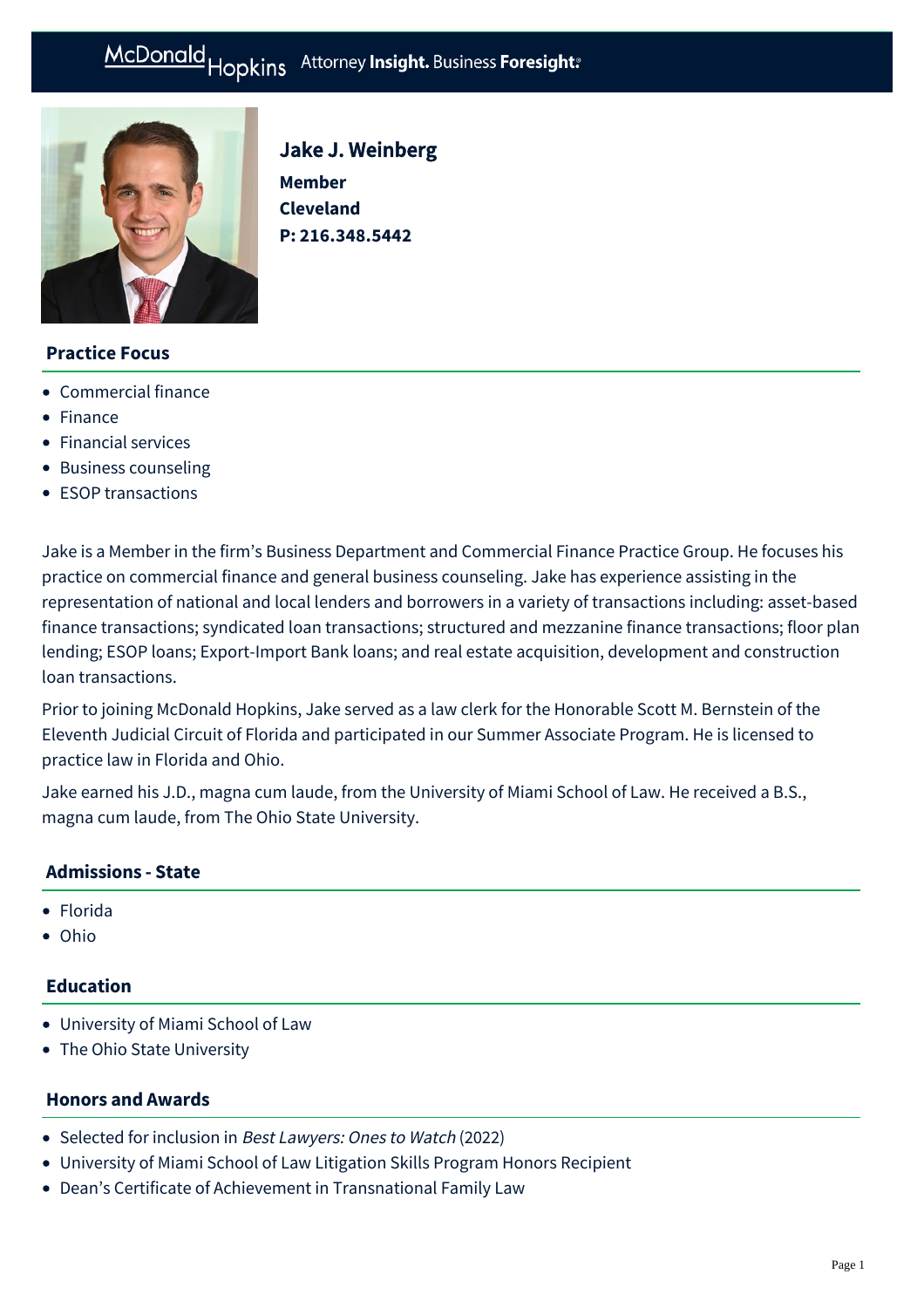McDonald Hopkins Attorney **Insight.** Business **Foresight.**

# Jake J. Weinberg

**Member**
**Cleveland**
**P: 216.348.5442**

## Practice Focus

- Commercial finance
- Finance
- Financial services
- Business counseling
- ESOP transactions

Jake is a Member in the firm's Business Department and Commercial Finance Practice Group. He focuses his practice on commercial finance and general business counseling. Jake has experience assisting in the representation of national and local lenders and borrowers in a variety of transactions including: asset-based finance transactions; syndicated loan transactions; structured and mezzanine finance transactions; floor plan lending; ESOP loans; Export-Import Bank loans; and real estate acquisition, development and construction loan transactions.

Prior to joining McDonald Hopkins, Jake served as a law clerk for the Honorable Scott M. Bernstein of the Eleventh Judicial Circuit of Florida and participated in our Summer Associate Program. He is licensed to practice law in Florida and Ohio.

Jake earned his J.D., magna cum laude, from the University of Miami School of Law. He received a B.S., magna cum laude, from The Ohio State University.

## Admissions - State

- Florida
- Ohio

## Education

- University of Miami School of Law
- The Ohio State University

## Honors and Awards

- Selected for inclusion in *Best Lawyers: Ones to Watch* (2022)
- University of Miami School of Law Litigation Skills Program Honors Recipient
- Dean's Certificate of Achievement in Transnational Family Law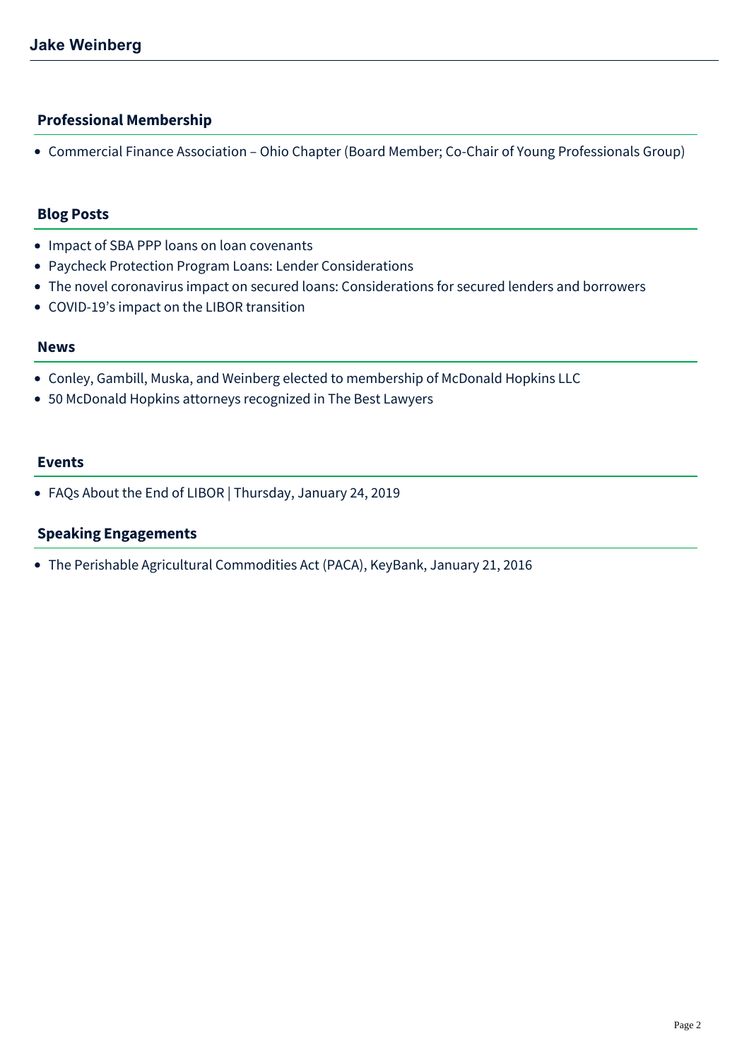## Professional Membership

- Commercial Finance Association – Ohio Chapter (Board Member; Co-Chair of Young Professionals Group)

## Blog Posts

- Impact of SBA PPP loans on loan covenants
- Paycheck Protection Program Loans: Lender Considerations
- The novel coronavirus impact on secured loans: Considerations for secured lenders and borrowers
- COVID-19's impact on the LIBOR transition

## News

- Conley, Gambill, Muska, and Weinberg elected to membership of McDonald Hopkins LLC
- 50 McDonald Hopkins attorneys recognized in The Best Lawyers

## Events

- FAQs About the End of LIBOR | Thursday, January 24, 2019

## Speaking Engagements

- The Perishable Agricultural Commodities Act (PACA), KeyBank, January 21, 2016